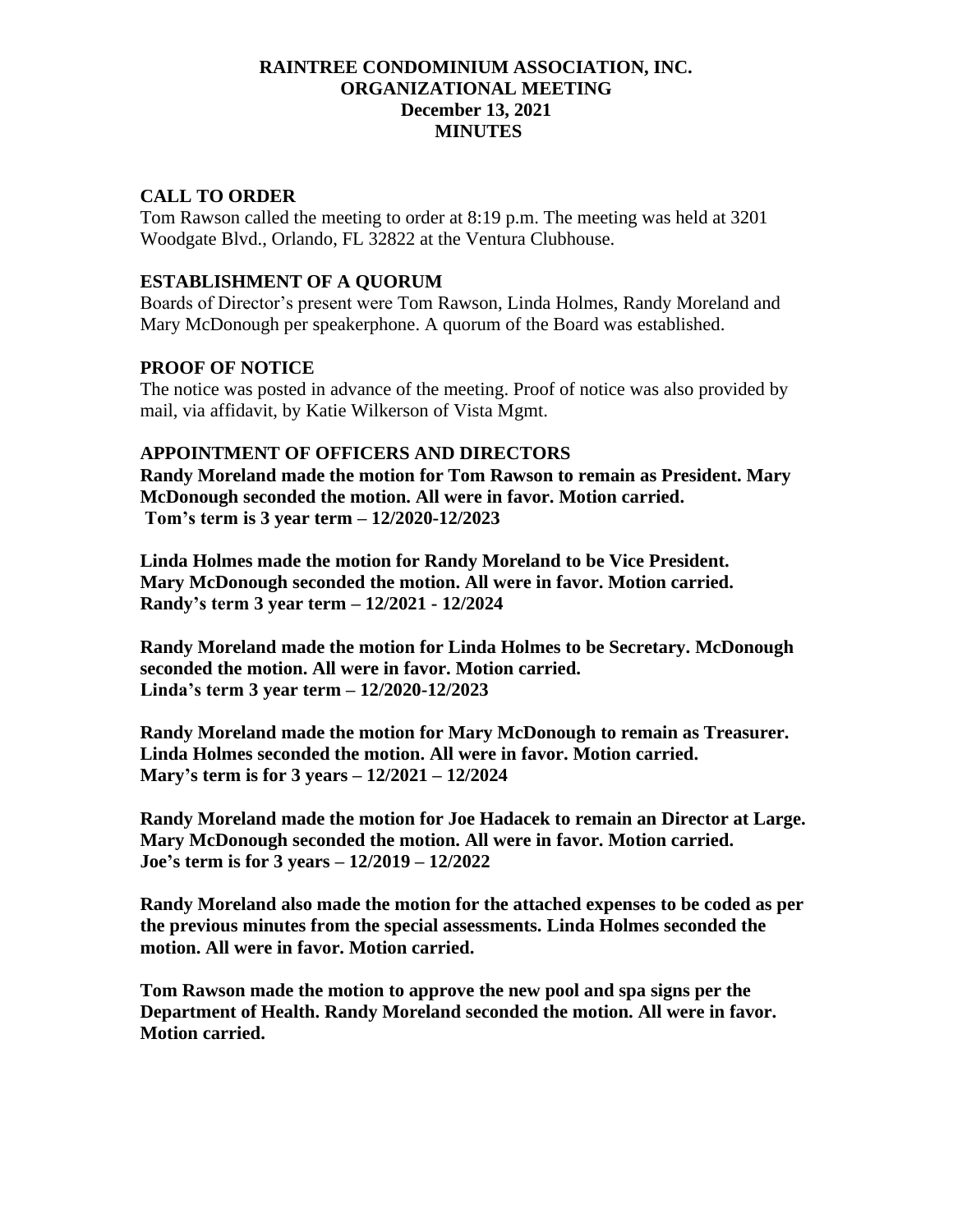# RAINTREE CONDOMINIUM ASSOCIATION, INC.
# ORGANIZATIONAL MEETING
# December 13, 2021
# MINUTES

## CALL TO ORDER

Tom Rawson called the meeting to order at 8:19 p.m. The meeting was held at 3201 Woodgate Blvd., Orlando, FL 32822 at the Ventura Clubhouse.

## ESTABLISHMENT OF A QUORUM

Boards of Director's present were Tom Rawson, Linda Holmes, Randy Moreland and Mary McDonough per speakerphone. A quorum of the Board was established.

## PROOF OF NOTICE

The notice was posted in advance of the meeting. Proof of notice was also provided by mail, via affidavit, by Katie Wilkerson of Vista Mgmt.

## APPOINTMENT OF OFFICERS AND DIRECTORS

**Randy Moreland made the motion for Tom Rawson to remain as President. Mary McDonough seconded the motion. All were in favor. Motion carried.**
**Tom's term is 3 year term – 12/2020-12/2023**

**Linda Holmes made the motion for Randy Moreland to be Vice President. Mary McDonough seconded the motion. All were in favor. Motion carried.**
**Randy's term 3 year term – 12/2021 - 12/2024**

**Randy Moreland made the motion for Linda Holmes to be Secretary. McDonough seconded the motion. All were in favor. Motion carried.**
**Linda's term 3 year term – 12/2020-12/2023**

**Randy Moreland made the motion for Mary McDonough to remain as Treasurer. Linda Holmes seconded the motion. All were in favor. Motion carried.**
**Mary's term is for 3 years – 12/2021 – 12/2024**

**Randy Moreland made the motion for Joe Hadacek to remain an Director at Large. Mary McDonough seconded the motion. All were in favor. Motion carried.**
**Joe's term is for 3 years – 12/2019 – 12/2022**

**Randy Moreland also made the motion for the attached expenses to be coded as per the previous minutes from the special assessments. Linda Holmes seconded the motion. All were in favor. Motion carried.**

**Tom Rawson made the motion to approve the new pool and spa signs per the Department of Health. Randy Moreland seconded the motion. All were in favor. Motion carried.**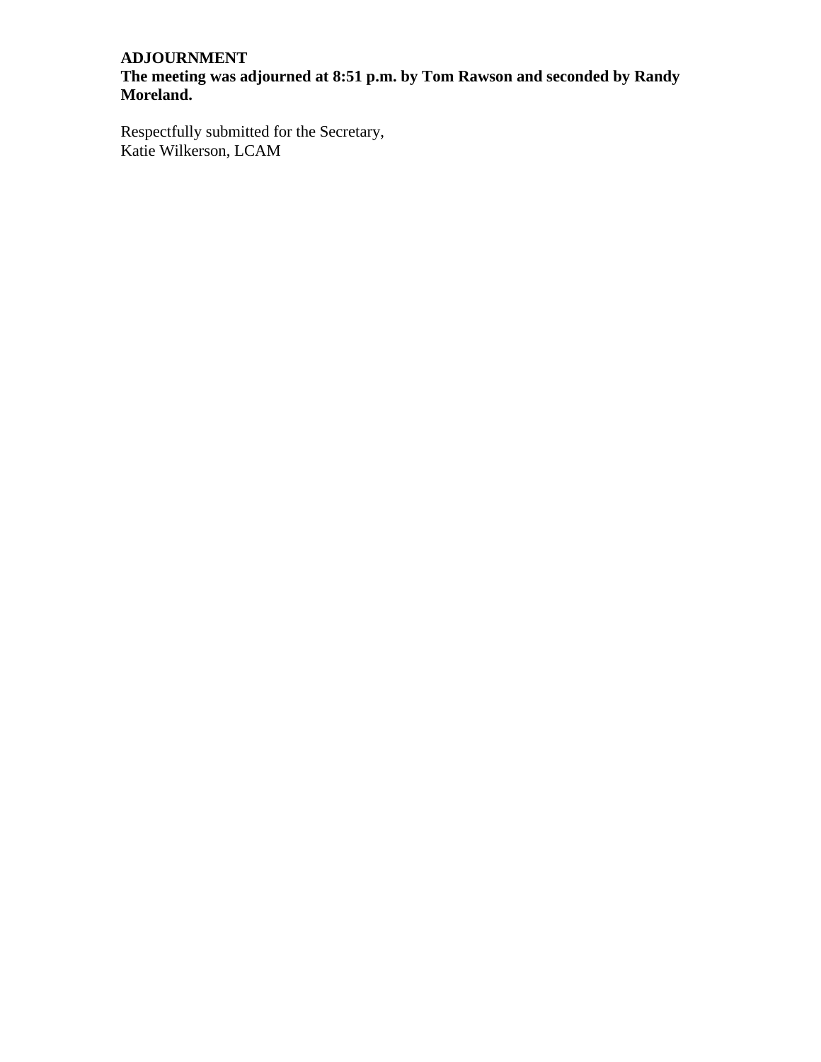**ADJOURNMENT**
**The meeting was adjourned at 8:51 p.m. by Tom Rawson and seconded by Randy Moreland.**

Respectfully submitted for the Secretary,
Katie Wilkerson, LCAM